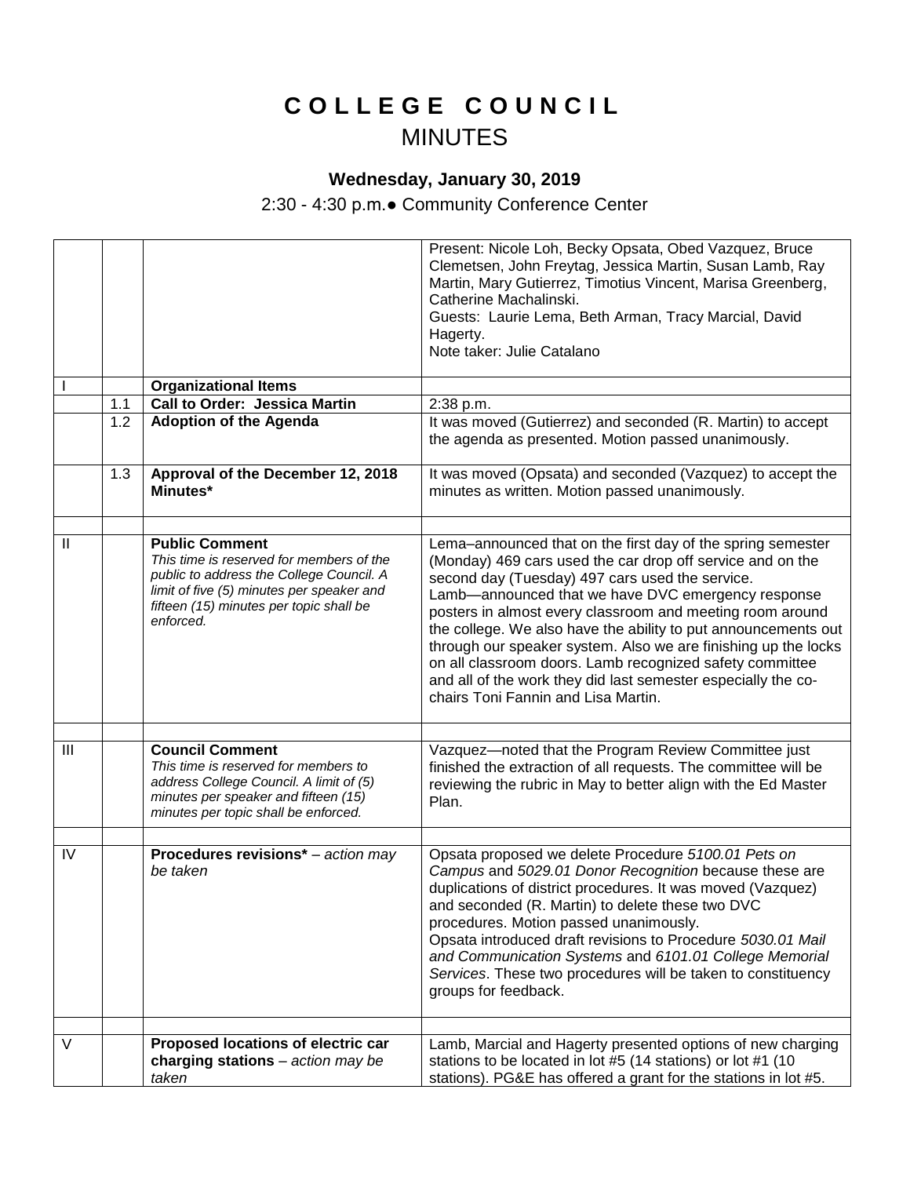# COLLEGE COUNCIL

## MINUTES

### Wednesday, January 30, 2019

2:30 - 4:30 p.m.● Community Conference Center

| | | | |
|---|---|---|---|
| | | | Present: Nicole Loh, Becky Opsata, Obed Vazquez, Bruce Clemetsen, John Freytag, Jessica Martin, Susan Lamb, Ray Martin, Mary Gutierrez, Timotius Vincent, Marisa Greenberg, Catherine Machalinski.<br>Guests: Laurie Lema, Beth Arman, Tracy Marcial, David Hagerty.<br>Note taker: Julie Catalano |
| I | | **Organizational Items** | |
| | 1.1 | **Call to Order: Jessica Martin** | 2:38 p.m. |
| | 1.2 | **Adoption of the Agenda** | It was moved (Gutierrez) and seconded (R. Martin) to accept the agenda as presented. Motion passed unanimously. |
| | 1.3 | **Approval of the December 12, 2018 Minutes*** | It was moved (Opsata) and seconded (Vazquez) to accept the minutes as written. Motion passed unanimously. |
| | | | |
| II | | **Public Comment**<br>*This time is reserved for members of the public to address the College Council. A limit of five (5) minutes per speaker and fifteen (15) minutes per topic shall be enforced.* | Lema–announced that on the first day of the spring semester (Monday) 469 cars used the car drop off service and on the second day (Tuesday) 497 cars used the service.<br>Lamb—announced that we have DVC emergency response posters in almost every classroom and meeting room around the college. We also have the ability to put announcements out through our speaker system. Also we are finishing up the locks on all classroom doors. Lamb recognized safety committee and all of the work they did last semester especially the co-chairs Toni Fannin and Lisa Martin. |
| | | | |
| III | | **Council Comment**<br>*This time is reserved for members to address College Council. A limit of (5) minutes per speaker and fifteen (15) minutes per topic shall be enforced.* | Vazquez—noted that the Program Review Committee just finished the extraction of all requests. The committee will be reviewing the rubric in May to better align with the Ed Master Plan. |
| | | | |
| IV | | **Procedures revisions*** – *action may be taken* | Opsata proposed we delete Procedure *5100.01 Pets on Campus* and *5029.01 Donor Recognition* because these are duplications of district procedures. It was moved (Vazquez) and seconded (R. Martin) to delete these two DVC procedures. Motion passed unanimously.<br>Opsata introduced draft revisions to Procedure *5030.01 Mail and Communication Systems* and *6101.01 College Memorial Services*. These two procedures will be taken to constituency groups for feedback. |
| | | | |
| V | | **Proposed locations of electric car charging stations** – *action may be taken* | Lamb, Marcial and Hagerty presented options of new charging stations to be located in lot #5 (14 stations) or lot #1 (10 stations). PG&E has offered a grant for the stations in lot #5. |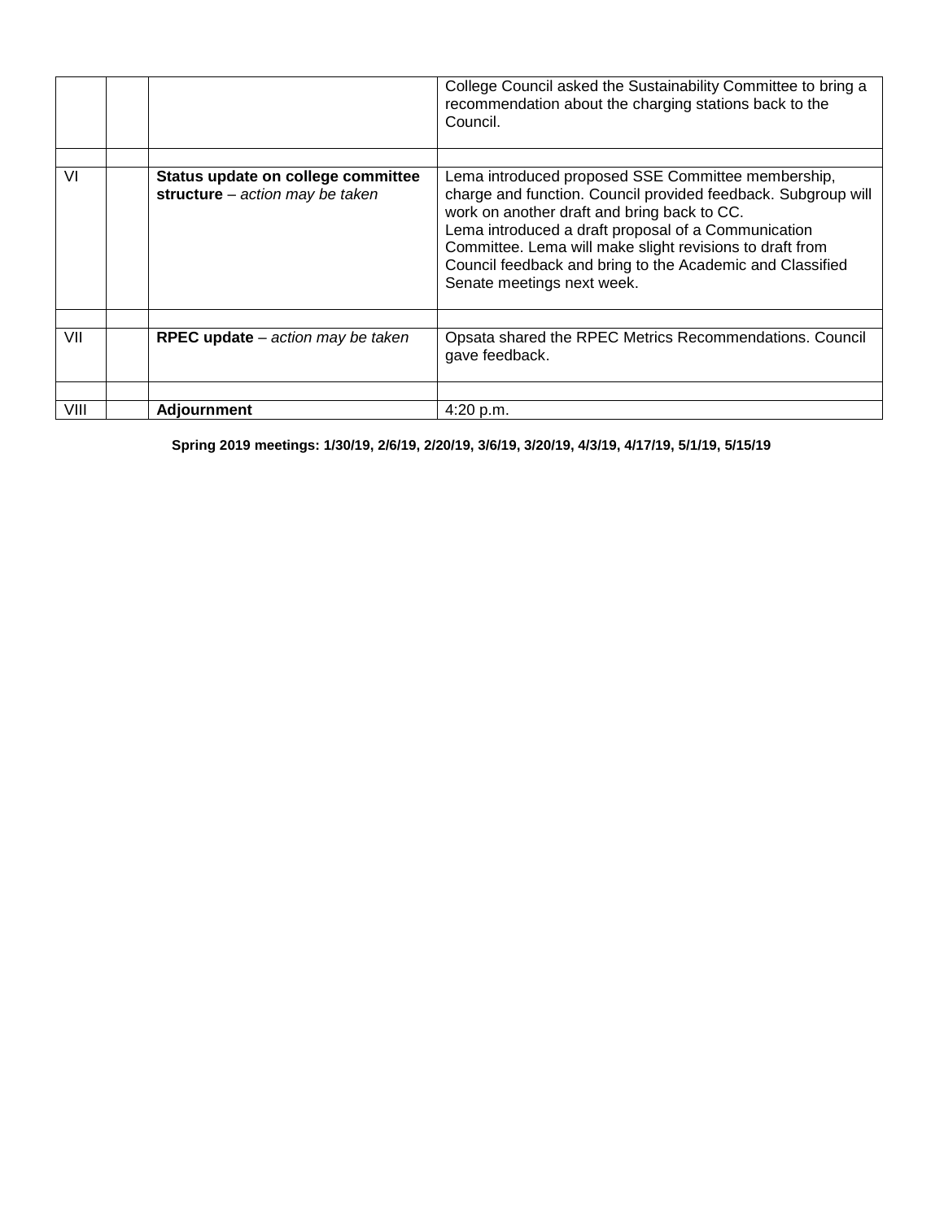| | | | |
|---|---|---|---|
| | | | College Council asked the Sustainability Committee to bring a recommendation about the charging stations back to the Council. |
| | | | |
| VI | | **Status update on college committee structure** – *action may be taken* | Lema introduced proposed SSE Committee membership, charge and function. Council provided feedback. Subgroup will work on another draft and bring back to CC.<br>Lema introduced a draft proposal of a Communication Committee. Lema will make slight revisions to draft from Council feedback and bring to the Academic and Classified Senate meetings next week. |
| | | | |
| VII | | **RPEC update** – *action may be taken* | Opsata shared the RPEC Metrics Recommendations. Council gave feedback. |
| | | | |
| VIII | | **Adjournment** | 4:20 p.m. |

**Spring 2019 meetings: 1/30/19, 2/6/19, 2/20/19, 3/6/19, 3/20/19, 4/3/19, 4/17/19, 5/1/19, 5/15/19**